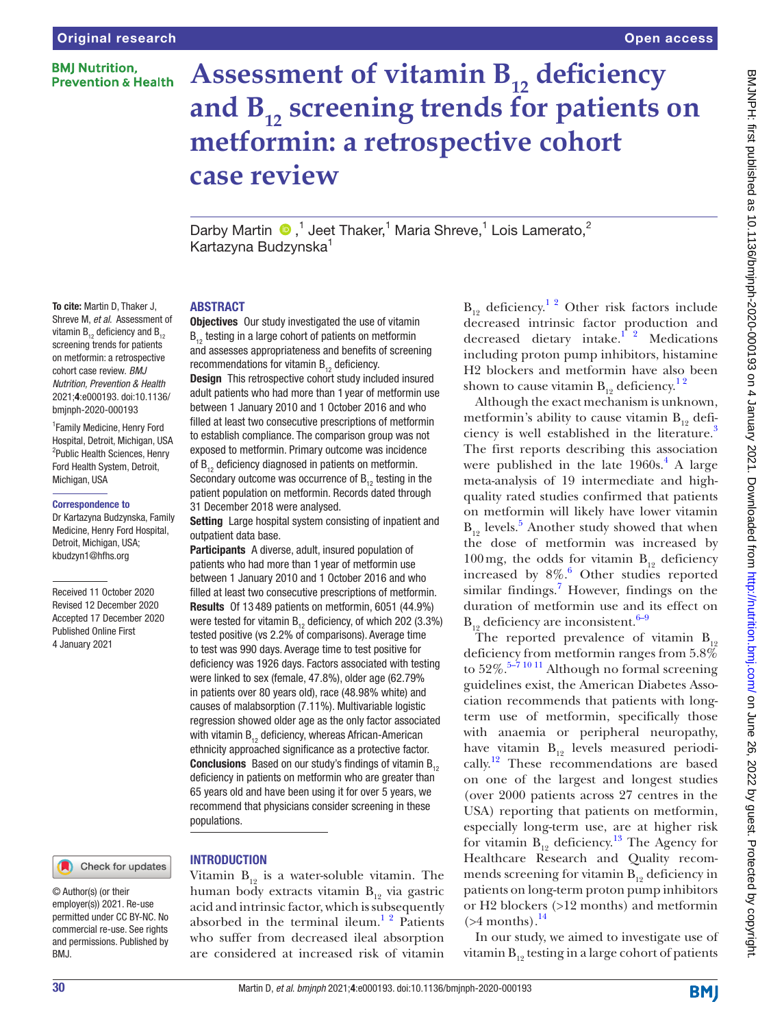# Assessment of vitamin $B_{12}$ deficiency and $B_{12}$ screening trends for patients on metformin: a retrospective cohort case review

Darby Martin [1], Jeet Thaker [1], Maria Shreve [1], Lois Lamerato [2], Kartazyna Budzynska [1]

**To cite:** Martin D, Thaker J, Shreve M, *et al*. Assessment of vitamin $B_{12}$ deficiency and $B_{12}$ screening trends for patients on metformin: a retrospective cohort case review. *BMJ Nutrition, Prevention & Health* 2021;**4**:e000193. doi:10.1136/bmjnph-2020-000193

[1] Family Medicine, Henry Ford Hospital, Detroit, Michigan, USA
[2] Public Health Sciences, Henry Ford Health System, Detroit, Michigan, USA

**Correspondence to**
Dr Kartazyna Budzynska, Family Medicine, Henry Ford Hospital, Detroit, Michigan, USA; kbudzyn1@hfhs.org

Received 11 October 2020
Revised 12 December 2020
Accepted 17 December 2020
Published Online First 4 January 2021

© Author(s) (or their employer(s)) 2021. Re-use permitted under CC BY-NC. No commercial re-use. See rights and permissions. Published by BMJ.

## ABSTRACT

**Objectives** Our study investigated the use of vitamin $B_{12}$ testing in a large cohort of patients on metformin and assesses appropriateness and benefits of screening recommendations for vitamin $B_{12}$ deficiency.

**Design** This retrospective cohort study included insured adult patients who had more than 1 year of metformin use between 1 January 2010 and 1 October 2016 and who filled at least two consecutive prescriptions of metformin to establish compliance. The comparison group was not exposed to metformin. Primary outcome was incidence of $B_{12}$ deficiency diagnosed in patients on metformin. Secondary outcome was occurrence of $B_{12}$ testing in the patient population on metformin. Records dated through 31 December 2018 were analysed.

**Setting** Large hospital system consisting of inpatient and outpatient data base.

**Participants** A diverse, adult, insured population of patients who had more than 1 year of metformin use between 1 January 2010 and 1 October 2016 and who filled at least two consecutive prescriptions of metformin.

**Results** Of 13 489 patients on metformin, 6051 (44.9%) were tested for vitamin $B_{12}$ deficiency, of which 202 (3.3%) tested positive (vs 2.2% of comparisons). Average time to test was 990 days. Average time to test positive for deficiency was 1926 days. Factors associated with testing were linked to sex (female, 47.8%), older age (62.79% in patients over 80 years old), race (48.98% white) and causes of malabsorption (7.11%). Multivariable logistic regression showed older age as the only factor associated with vitamin $B_{12}$ deficiency, whereas African-American ethnicity approached significance as a protective factor.

**Conclusions** Based on our study's findings of vitamin $B_{12}$ deficiency in patients on metformin who are greater than 65 years old and have been using it for over 5 years, we recommend that physicians consider screening in these populations.

## INTRODUCTION

Vitamin $B_{12}$ is a water-soluble vitamin. The human body extracts vitamin $B_{12}$ via gastric acid and intrinsic factor, which is subsequently absorbed in the terminal ileum.[1 2] Patients who suffer from decreased ileal absorption are considered at increased risk of vitamin $B_{12}$ deficiency.[1 2] Other risk factors include decreased intrinsic factor production and decreased dietary intake.[1 2] Medications including proton pump inhibitors, histamine H2 blockers and metformin have also been shown to cause vitamin $B_{12}$ deficiency.[1 2]

Although the exact mechanism is unknown, metformin's ability to cause vitamin $B_{12}$ deficiency is well established in the literature.[3] The first reports describing this association were published in the late 1960s.[4] A large meta-analysis of 19 intermediate and high-quality rated studies confirmed that patients on metformin will likely have lower vitamin $B_{12}$ levels.[5] Another study showed that when the dose of metformin was increased by 100 mg, the odds for vitamin $B_{12}$ deficiency increased by 8%.[6] Other studies reported similar findings.[7] However, findings on the duration of metformin use and its effect on $B_{12}$ deficiency are inconsistent.[6–9]

The reported prevalence of vitamin $B_{12}$ deficiency from metformin ranges from 5.8% to 52%.[5–7 10 11] Although no formal screening guidelines exist, the American Diabetes Association recommends that patients with long-term use of metformin, specifically those with anaemia or peripheral neuropathy, have vitamin $B_{12}$ levels measured periodically.[12] These recommendations are based on one of the largest and longest studies (over 2000 patients across 27 centres in the USA) reporting that patients on metformin, especially long-term use, are at higher risk for vitamin $B_{12}$ deficiency.[13] The Agency for Healthcare Research and Quality recommends screening for vitamin $B_{12}$ deficiency in patients on long-term proton pump inhibitors or H2 blockers (>12 months) and metformin (>4 months).[14]

In our study, we aimed to investigate use of vitamin $B_{12}$ testing in a large cohort of patients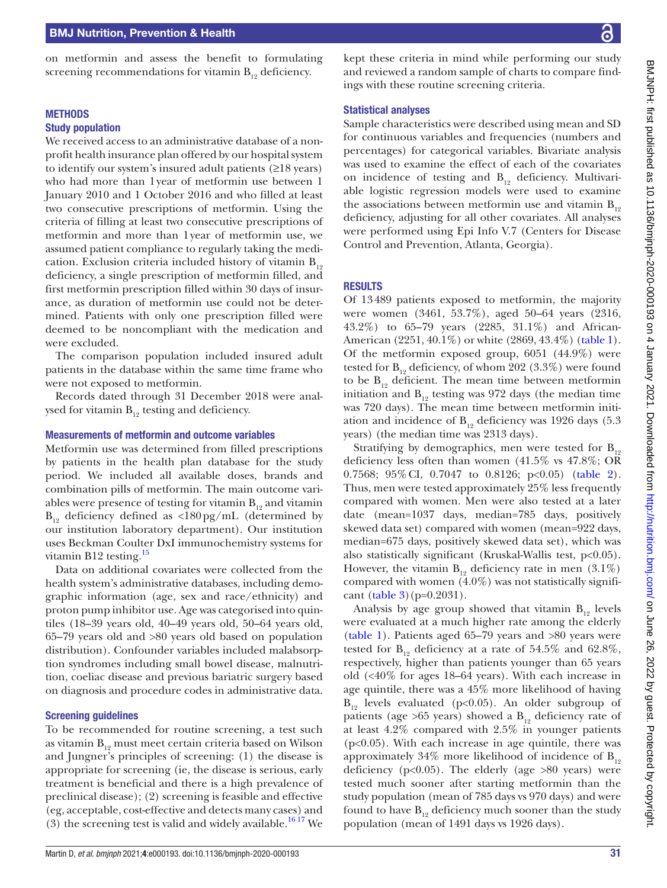on metformin and assess the benefit to formulating screening recommendations for vitamin $B_{12}$ deficiency.

## METHODS

### Study population

We received access to an administrative database of a non-profit health insurance plan offered by our hospital system to identify our system's insured adult patients (≥18 years) who had more than 1 year of metformin use between 1 January 2010 and 1 October 2016 and who filled at least two consecutive prescriptions of metformin. Using the criteria of filling at least two consecutive prescriptions of metformin and more than 1 year of metformin use, we assumed patient compliance to regularly taking the medication. Exclusion criteria included history of vitamin $B_{12}$ deficiency, a single prescription of metformin filled, and first metformin prescription filled within 30 days of insurance, as duration of metformin use could not be determined. Patients with only one prescription filled were deemed to be noncompliant with the medication and were excluded.

The comparison population included insured adult patients in the database within the same time frame who were not exposed to metformin.

Records dated through 31 December 2018 were analysed for vitamin $B_{12}$ testing and deficiency.

### Measurements of metformin and outcome variables

Metformin use was determined from filled prescriptions by patients in the health plan database for the study period. We included all available doses, brands and combination pills of metformin. The main outcome variables were presence of testing for vitamin $B_{12}$ and vitamin $B_{12}$ deficiency defined as <180 pg/mL (determined by our institution laboratory department). Our institution uses Beckman Coulter DxI immunochemistry systems for vitamin B12 testing.[15]

Data on additional covariates were collected from the health system's administrative databases, including demographic information (age, sex and race/ethnicity) and proton pump inhibitor use. Age was categorised into quintiles (18–39 years old, 40–49 years old, 50–64 years old, 65–79 years old and >80 years old based on population distribution). Confounder variables included malabsorption syndromes including small bowel disease, malnutrition, coeliac disease and previous bariatric surgery based on diagnosis and procedure codes in administrative data.

### Screening guidelines

To be recommended for routine screening, a test such as vitamin $B_{12}$ must meet certain criteria based on Wilson and Jungner's principles of screening: (1) the disease is appropriate for screening (ie, the disease is serious, early treatment is beneficial and there is a high prevalence of preclinical disease); (2) screening is feasible and effective (eg, acceptable, cost-effective and detects many cases) and (3) the screening test is valid and widely available.[16,17] We kept these criteria in mind while performing our study and reviewed a random sample of charts to compare findings with these routine screening criteria.

### Statistical analyses

Sample characteristics were described using mean and SD for continuous variables and frequencies (numbers and percentages) for categorical variables. Bivariate analysis was used to examine the effect of each of the covariates on incidence of testing and $B_{12}$ deficiency. Multivariable logistic regression models were used to examine the associations between metformin use and vitamin $B_{12}$ deficiency, adjusting for all other covariates. All analyses were performed using Epi Info V.7 (Centers for Disease Control and Prevention, Atlanta, Georgia).

## RESULTS

Of 13 489 patients exposed to metformin, the majority were women (3461, 53.7%), aged 50–64 years (2316, 43.2%) to 65–79 years (2285, 31.1%) and African-American (2251, 40.1%) or white (2869, 43.4%) (table 1). Of the metformin exposed group, 6051 (44.9%) were tested for $B_{12}$ deficiency, of whom 202 (3.3%) were found to be $B_{12}$ deficient. The mean time between metformin initiation and $B_{12}$ testing was 972 days (the median time was 720 days). The mean time between metformin initiation and incidence of $B_{12}$ deficiency was 1926 days (5.3 years) (the median time was 2313 days).

Stratifying by demographics, men were tested for $B_{12}$ deficiency less often than women (41.5% vs 47.8%; OR 0.7568; 95% CI, 0.7047 to 0.8126; $p<0.05$) (table 2). Thus, men were tested approximately 25% less frequently compared with women. Men were also tested at a later date (mean=1037 days, median=785 days, positively skewed data set) compared with women (mean=922 days, median=675 days, positively skewed data set), which was also statistically significant (Kruskal-Wallis test, $p<0.05$). However, the vitamin $B_{12}$ deficiency rate in men (3.1%) compared with women (4.0%) was not statistically significant (table 3) ($p=0.2031$).

Analysis by age group showed that vitamin $B_{12}$ levels were evaluated at a much higher rate among the elderly (table 1). Patients aged 65–79 years and >80 years were tested for $B_{12}$ deficiency at a rate of 54.5% and 62.8%, respectively, higher than patients younger than 65 years old (<40% for ages 18–64 years). With each increase in age quintile, there was a 45% more likelihood of having $B_{12}$ levels evaluated ($p<0.05$). An older subgroup of patients (age >65 years) showed a $B_{12}$ deficiency rate of at least 4.2% compared with 2.5% in younger patients ($p<0.05$). With each increase in age quintile, there was approximately 34% more likelihood of incidence of $B_{12}$ deficiency ($p<0.05$). The elderly (age >80 years) were tested much sooner after starting metformin than the study population (mean of 785 days vs 970 days) and were found to have $B_{12}$ deficiency much sooner than the study population (mean of 1491 days vs 1926 days).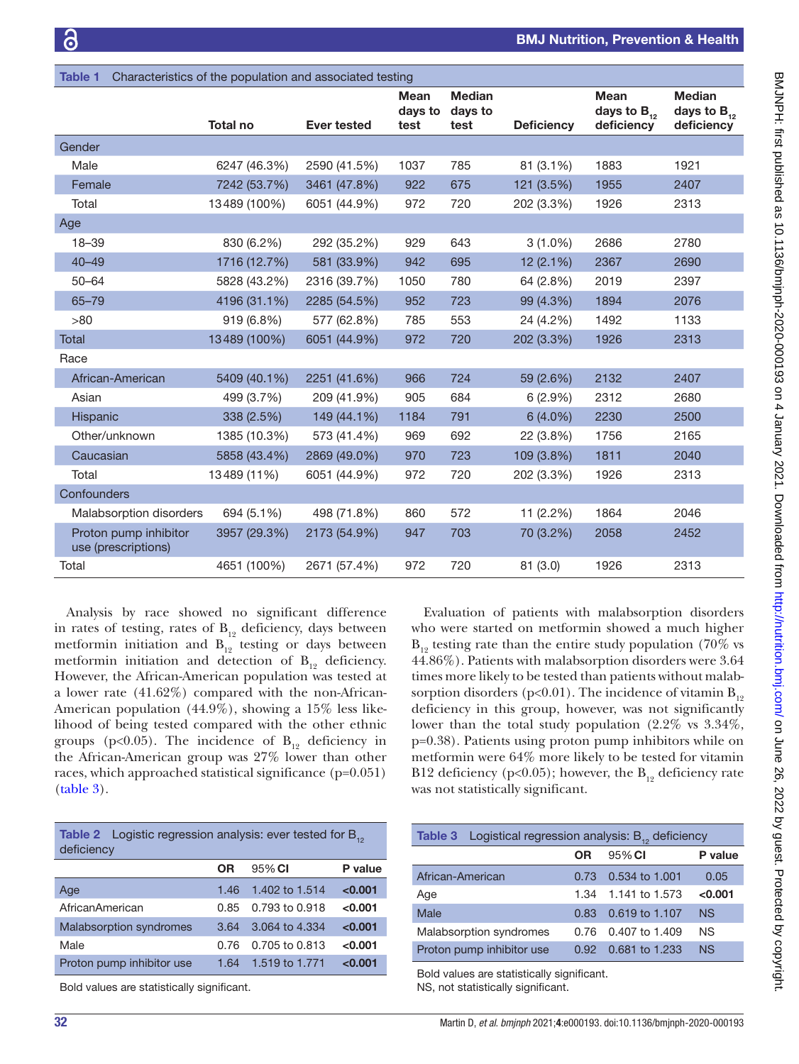**Table 1** Characteristics of the population and associated testing

| | Total no | Ever tested | Mean days to test | Median days to test | Deficiency | Mean days to $B_{12}$ deficiency | Median days to $B_{12}$ deficiency |
|---|---|---|---|---|---|---|---|
| Gender | | | | | | | |
| Male | 6247 (46.3%) | 2590 (41.5%) | 1037 | 785 | 81 (3.1%) | 1883 | 1921 |
| Female | 7242 (53.7%) | 3461 (47.8%) | 922 | 675 | 121 (3.5%) | 1955 | 2407 |
| Total | 13 489 (100%) | 6051 (44.9%) | 972 | 720 | 202 (3.3%) | 1926 | 2313 |
| Age | | | | | | | |
| 18–39 | 830 (6.2%) | 292 (35.2%) | 929 | 643 | 3 (1.0%) | 2686 | 2780 |
| 40–49 | 1716 (12.7%) | 581 (33.9%) | 942 | 695 | 12 (2.1%) | 2367 | 2690 |
| 50–64 | 5828 (43.2%) | 2316 (39.7%) | 1050 | 780 | 64 (2.8%) | 2019 | 2397 |
| 65–79 | 4196 (31.1%) | 2285 (54.5%) | 952 | 723 | 99 (4.3%) | 1894 | 2076 |
| >80 | 919 (6.8%) | 577 (62.8%) | 785 | 553 | 24 (4.2%) | 1492 | 1133 |
| Total | 13 489 (100%) | 6051 (44.9%) | 972 | 720 | 202 (3.3%) | 1926 | 2313 |
| Race | | | | | | | |
| African-American | 5409 (40.1%) | 2251 (41.6%) | 966 | 724 | 59 (2.6%) | 2132 | 2407 |
| Asian | 499 (3.7%) | 209 (41.9%) | 905 | 684 | 6 (2.9%) | 2312 | 2680 |
| Hispanic | 338 (2.5%) | 149 (44.1%) | 1184 | 791 | 6 (4.0%) | 2230 | 2500 |
| Other/unknown | 1385 (10.3%) | 573 (41.4%) | 969 | 692 | 22 (3.8%) | 1756 | 2165 |
| Caucasian | 5858 (43.4%) | 2869 (49.0%) | 970 | 723 | 109 (3.8%) | 1811 | 2040 |
| Total | 13 489 (11%) | 6051 (44.9%) | 972 | 720 | 202 (3.3%) | 1926 | 2313 |
| Confounders | | | | | | | |
| Malabsorption disorders | 694 (5.1%) | 498 (71.8%) | 860 | 572 | 11 (2.2%) | 1864 | 2046 |
| Proton pump inhibitor use (prescriptions) | 3957 (29.3%) | 2173 (54.9%) | 947 | 703 | 70 (3.2%) | 2058 | 2452 |
| Total | 4651 (100%) | 2671 (57.4%) | 972 | 720 | 81 (3.0) | 1926 | 2313 |

Analysis by race showed no significant difference in rates of testing, rates of $B_{12}$ deficiency, days between metformin initiation and $B_{12}$ testing or days between metformin initiation and detection of $B_{12}$ deficiency. However, the African-American population was tested at a lower rate (41.62%) compared with the non-African-American population (44.9%), showing a 15% less likelihood of being tested compared with the other ethnic groups ($p<0.05$). The incidence of $B_{12}$ deficiency in the African-American group was 27% lower than other races, which approached statistical significance ($p=0.051$) (table 3).

Evaluation of patients with malabsorption disorders who were started on metformin showed a much higher $B_{12}$ testing rate than the entire study population (70% vs 44.86%). Patients with malabsorption disorders were 3.64 times more likely to be tested than patients without malabsorption disorders ($p<0.01$). The incidence of vitamin $B_{12}$ deficiency in this group, however, was not significantly lower than the total study population (2.2% vs 3.34%, $p=0.38$). Patients using proton pump inhibitors while on metformin were 64% more likely to be tested for vitamin B12 deficiency ($p<0.05$); however, the $B_{12}$ deficiency rate was not statistically significant.

**Table 2** Logistic regression analysis: ever tested for $B_{12}$ deficiency

| | OR | 95% CI | P value |
|---|---|---|---|
| Age | 1.46 | 1.402 to 1.514 | **<0.001** |
| AfricanAmerican | 0.85 | 0.793 to 0.918 | **<0.001** |
| Malabsorption syndromes | 3.64 | 3.064 to 4.334 | **<0.001** |
| Male | 0.76 | 0.705 to 0.813 | **<0.001** |
| Proton pump inhibitor use | 1.64 | 1.519 to 1.771 | **<0.001** |

Bold values are statistically significant.

**Table 3** Logistical regression analysis: $B_{12}$ deficiency

| | OR | 95% CI | P value |
|---|---|---|---|
| African-American | 0.73 | 0.534 to 1.001 | 0.05 |
| Age | 1.34 | 1.141 to 1.573 | **<0.001** |
| Male | 0.83 | 0.619 to 1.107 | NS |
| Malabsorption syndromes | 0.76 | 0.407 to 1.409 | NS |
| Proton pump inhibitor use | 0.92 | 0.681 to 1.233 | NS |

Bold values are statistically significant.
NS, not statistically significant.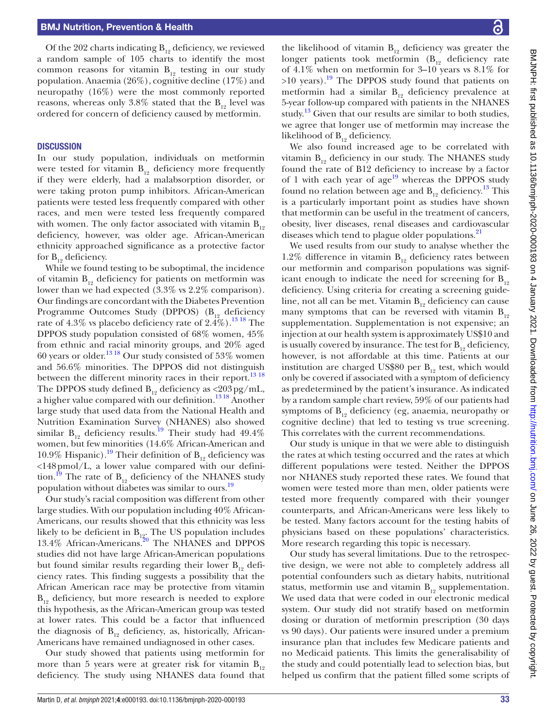Of the 202 charts indicating $B_{12}$ deficiency, we reviewed a random sample of 105 charts to identify the most common reasons for vitamin $B_{12}$ testing in our study population. Anaemia (26%), cognitive decline (17%) and neuropathy (16%) were the most commonly reported reasons, whereas only 3.8% stated that the $B_{12}$ level was ordered for concern of deficiency caused by metformin.

## DISCUSSION

In our study population, individuals on metformin were tested for vitamin $B_{12}$ deficiency more frequently if they were elderly, had a malabsorption disorder, or were taking proton pump inhibitors. African-American patients were tested less frequently compared with other races, and men were tested less frequently compared with women. The only factor associated with vitamin $B_{12}$ deficiency, however, was older age. African-American ethnicity approached significance as a protective factor for $B_{12}$ deficiency.

While we found testing to be suboptimal, the incidence of vitamin $B_{12}$ deficiency for patients on metformin was lower than we had expected (3.3% vs 2.2% comparison). Our findings are concordant with the Diabetes Prevention Programme Outcomes Study (DPPOS) ($B_{12}$ deficiency rate of 4.3% vs placebo deficiency rate of 2.4%).[13 18] The DPPOS study population consisted of 68% women, 45% from ethnic and racial minority groups, and 20% aged 60 years or older.[13 18] Our study consisted of 53% women and 56.6% minorities. The DPPOS did not distinguish between the different minority races in their report.[13 18] The DPPOS study defined $B_{12}$ deficiency as <203 pg/mL, a higher value compared with our definition.[13 18] Another large study that used data from the National Health and Nutrition Examination Survey (NHANES) also showed similar $B_{12}$ deficiency results.[19] Their study had 49.4% women, but few minorities (14.6% African-American and 10.9% Hispanic).[19] Their definition of $B_{12}$ deficiency was <148 pmol/L, a lower value compared with our definition.[19] The rate of $B_{12}$ deficiency of the NHANES study population without diabetes was similar to ours.[19]

Our study's racial composition was different from other large studies. With our population including 40% African-Americans, our results showed that this ethnicity was less likely to be deficient in $B_{12}$. The US population includes 13.4% African-Americans.[20] The NHANES and DPPOS studies did not have large African-American populations but found similar results regarding their lower $B_{12}$ deficiency rates. This finding suggests a possibility that the African American race may be protective from vitamin $B_{12}$ deficiency, but more research is needed to explore this hypothesis, as the African-American group was tested at lower rates. This could be a factor that influenced the diagnosis of $B_{12}$ deficiency, as, historically, African-Americans have remained undiagnosed in other cases.

Our study showed that patients using metformin for more than 5 years were at greater risk for vitamin $B_{12}$ deficiency. The study using NHANES data found that the likelihood of vitamin $B_{12}$ deficiency was greater the longer patients took metformin ($B_{12}$ deficiency rate of 4.1% when on metformin for 3–10 years vs 8.1% for >10 years).[19] The DPPOS study found that patients on metformin had a similar $B_{12}$ deficiency prevalence at 5-year follow-up compared with patients in the NHANES study.[13] Given that our results are similar to both studies, we agree that longer use of metformin may increase the likelihood of $B_{12}$ deficiency.

We also found increased age to be correlated with vitamin $B_{12}$ deficiency in our study. The NHANES study found the rate of B12 deficiency to increase by a factor of 1 with each year of age[19] whereas the DPPOS study found no relation between age and $B_{12}$ deficiency.[13] This is a particularly important point as studies have shown that metformin can be useful in the treatment of cancers, obesity, liver diseases, renal diseases and cardiovascular diseases which tend to plague older populations.[21]

We used results from our study to analyse whether the 1.2% difference in vitamin $B_{12}$ deficiency rates between our metformin and comparison populations was significant enough to indicate the need for screening for $B_{12}$ deficiency. Using criteria for creating a screening guideline, not all can be met. Vitamin $B_{12}$ deficiency can cause many symptoms that can be reversed with vitamin $B_{12}$ supplementation. Supplementation is not expensive; an injection at our health system is approximately US$10 and is usually covered by insurance. The test for $B_{12}$ deficiency, however, is not affordable at this time. Patients at our institution are charged US$80 per $B_{12}$ test, which would only be covered if associated with a symptom of deficiency as predetermined by the patient's insurance. As indicated by a random sample chart review, 59% of our patients had symptoms of $B_{12}$ deficiency (eg, anaemia, neuropathy or cognitive decline) that led to testing vs true screening. This correlates with the current recommendations.

Our study is unique in that we were able to distinguish the rates at which testing occurred and the rates at which different populations were tested. Neither the DPPOS nor NHANES study reported these rates. We found that women were tested more than men, older patients were tested more frequently compared with their younger counterparts, and African-Americans were less likely to be tested. Many factors account for the testing habits of physicians based on these populations' characteristics. More research regarding this topic is necessary.

Our study has several limitations. Due to the retrospective design, we were not able to completely address all potential confounders such as dietary habits, nutritional status, metformin use and vitamin $B_{12}$ supplementation. We used data that were coded in our electronic medical system. Our study did not stratify based on metformin dosing or duration of metformin prescription (30 days vs 90 days). Our patients were insured under a premium insurance plan that includes few Medicare patients and no Medicaid patients. This limits the generalisability of the study and could potentially lead to selection bias, but helped us confirm that the patient filled some scripts of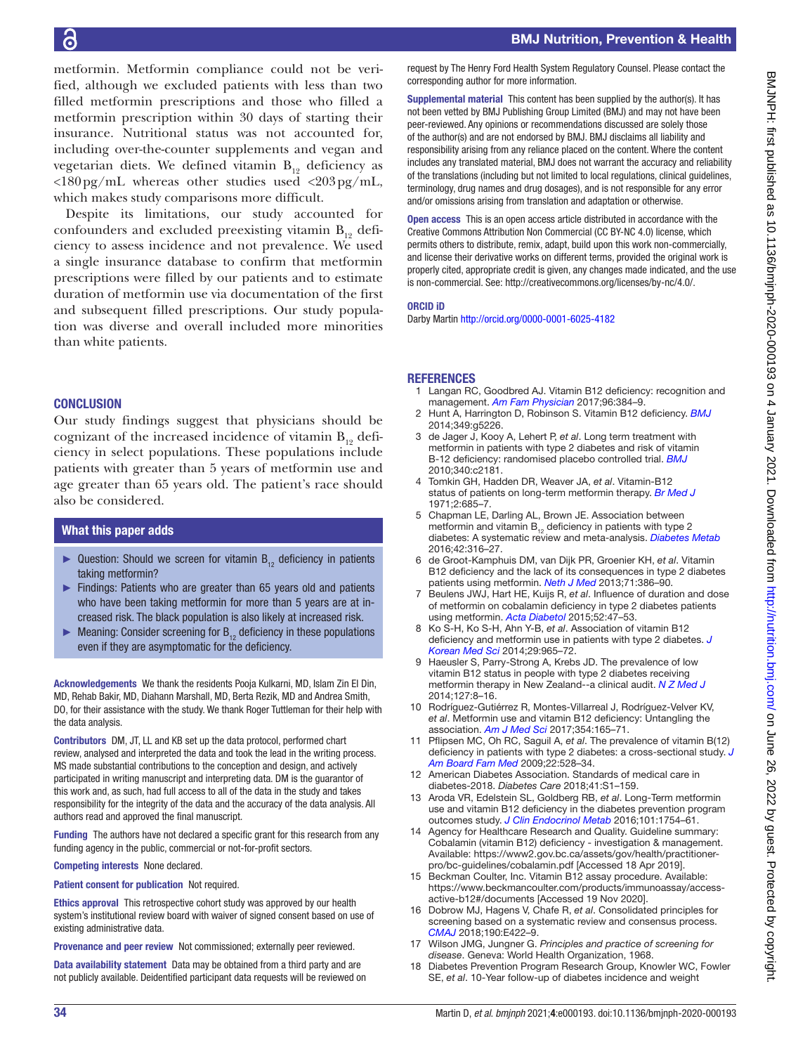metformin. Metformin compliance could not be verified, although we excluded patients with less than two filled metformin prescriptions and those who filled a metformin prescription within 30 days of starting their insurance. Nutritional status was not accounted for, including over-the-counter supplements and vegan and vegetarian diets. We defined vitamin $B_{12}$ deficiency as <180 pg/mL whereas other studies used <203 pg/mL, which makes study comparisons more difficult.

Despite its limitations, our study accounted for confounders and excluded preexisting vitamin $B_{12}$ deficiency to assess incidence and not prevalence. We used a single insurance database to confirm that metformin prescriptions were filled by our patients and to estimate duration of metformin use via documentation of the first and subsequent filled prescriptions. Our study population was diverse and overall included more minorities than white patients.

## CONCLUSION

Our study findings suggest that physicians should be cognizant of the increased incidence of vitamin $B_{12}$ deficiency in select populations. These populations include patients with greater than 5 years of metformin use and age greater than 65 years old. The patient's race should also be considered.

### What this paper adds

- Question: Should we screen for vitamin $B_{12}$ deficiency in patients taking metformin?
- Findings: Patients who are greater than 65 years old and patients who have been taking metformin for more than 5 years are at increased risk. The black population is also likely at increased risk.
- Meaning: Consider screening for $B_{12}$ deficiency in these populations even if they are asymptomatic for the deficiency.

**Acknowledgements** We thank the residents Pooja Kulkarni, MD, Islam Zin El Din, MD, Rehab Bakir, MD, Diahann Marshall, MD, Berta Rezik, MD and Andrea Smith, DO, for their assistance with the study. We thank Roger Tuttleman for their help with the data analysis.

**Contributors** DM, JT, LL and KB set up the data protocol, performed chart review, analysed and interpreted the data and took the lead in the writing process. MS made substantial contributions to the conception and design, and actively participated in writing manuscript and interpreting data. DM is the guarantor of this work and, as such, had full access to all of the data in the study and takes responsibility for the integrity of the data and the accuracy of the data analysis. All authors read and approved the final manuscript.

**Funding** The authors have not declared a specific grant for this research from any funding agency in the public, commercial or not-for-profit sectors.

**Competing interests** None declared.

**Patient consent for publication** Not required.

**Ethics approval** This retrospective cohort study was approved by our health system's institutional review board with waiver of signed consent based on use of existing administrative data.

**Provenance and peer review** Not commissioned; externally peer reviewed.

**Data availability statement** Data may be obtained from a third party and are not publicly available. Deidentified participant data requests will be reviewed on request by The Henry Ford Health System Regulatory Counsel. Please contact the corresponding author for more information.

**Supplemental material** This content has been supplied by the author(s). It has not been vetted by BMJ Publishing Group Limited (BMJ) and may not have been peer-reviewed. Any opinions or recommendations discussed are solely those of the author(s) and are not endorsed by BMJ. BMJ disclaims all liability and responsibility arising from any reliance placed on the content. Where the content includes any translated material, BMJ does not warrant the accuracy and reliability of the translations (including but not limited to local regulations, clinical guidelines, terminology, drug names and drug dosages), and is not responsible for any error and/or omissions arising from translation and adaptation or otherwise.

**Open access** This is an open access article distributed in accordance with the Creative Commons Attribution Non Commercial (CC BY-NC 4.0) license, which permits others to distribute, remix, adapt, build upon this work non-commercially, and license their derivative works on different terms, provided the original work is properly cited, appropriate credit is given, any changes made indicated, and the use is non-commercial. See: http://creativecommons.org/licenses/by-nc/4.0/.

**ORCID iD**

Darby Martin http://orcid.org/0000-0001-6025-4182

## REFERENCES

1. Langan RC, Goodbred AJ. Vitamin B12 deficiency: recognition and management. *Am Fam Physician* 2017;96:384–9.
2. Hunt A, Harrington D, Robinson S. Vitamin B12 deficiency. *BMJ* 2014;349:g5226.
3. de Jager J, Kooy A, Lehert P, *et al*. Long term treatment with metformin in patients with type 2 diabetes and risk of vitamin B-12 deficiency: randomised placebo controlled trial. *BMJ* 2010;340:c2181.
4. Tomkin GH, Hadden DR, Weaver JA, *et al*. Vitamin-B12 status of patients on long-term metformin therapy. *Br Med J* 1971;2:685–7.
5. Chapman LE, Darling AL, Brown JE. Association between metformin and vitamin $B_{12}$ deficiency in patients with type 2 diabetes: A systematic review and meta-analysis. *Diabetes Metab* 2016;42:316–27.
6. de Groot-Kamphuis DM, van Dijk PR, Groenier KH, *et al*. Vitamin B12 deficiency and the lack of its consequences in type 2 diabetes patients using metformin. *Neth J Med* 2013;71:386–90.
7. Beulens JWJ, Hart HE, Kuijs R, *et al*. Influence of duration and dose of metformin on cobalamin deficiency in type 2 diabetes patients using metformin. *Acta Diabetol* 2015;52:47–53.
8. Ko S-H, Ko S-H, Ahn Y-B, *et al*. Association of vitamin B12 deficiency and metformin use in patients with type 2 diabetes. *J Korean Med Sci* 2014;29:965–72.
9. Haeusler S, Parry-Strong A, Krebs JD. The prevalence of low vitamin B12 status in people with type 2 diabetes receiving metformin therapy in New Zealand--a clinical audit. *N Z Med J* 2014;127:8–16.
10. Rodríguez-Gutiérrez R, Montes-Villarreal J, Rodríguez-Velver KV, *et al*. Metformin use and vitamin B12 deficiency: Untangling the association. *Am J Med Sci* 2017;354:165–71.
11. Pflipsen MC, Oh RC, Saguil A, *et al*. The prevalence of vitamin B(12) deficiency in patients with type 2 diabetes: a cross-sectional study. *J Am Board Fam Med* 2009;22:528–34.
12. American Diabetes Association. Standards of medical care in diabetes-2018. *Diabetes Care* 2018;41:S1–159.
13. Aroda VR, Edelstein SL, Goldberg RB, *et al*. Long-Term metformin use and vitamin B12 deficiency in the diabetes prevention program outcomes study. *J Clin Endocrinol Metab* 2016;101:1754–61.
14. Agency for Healthcare Research and Quality. Guideline summary: Cobalamin (vitamin B12) deficiency - investigation & management. Available: https://www2.gov.bc.ca/assets/gov/health/practitioner-pro/bc-guidelines/cobalamin.pdf [Accessed 18 Apr 2019].
15. Beckman Coulter, Inc. Vitamin B12 assay procedure. Available: https://www.beckmancoulter.com/products/immunoassay/access-active-b12#/documents [Accessed 19 Nov 2020].
16. Dobrow MJ, Hagens V, Chafe R, *et al*. Consolidated principles for screening based on a systematic review and consensus process. *CMAJ* 2018;190:E422–9.
17. Wilson JMG, Jungner G. *Principles and practice of screening for disease*. Geneva: World Health Organization, 1968.
18. Diabetes Prevention Program Research Group, Knowler WC, Fowler SE, *et al*. 10-Year follow-up of diabetes incidence and weight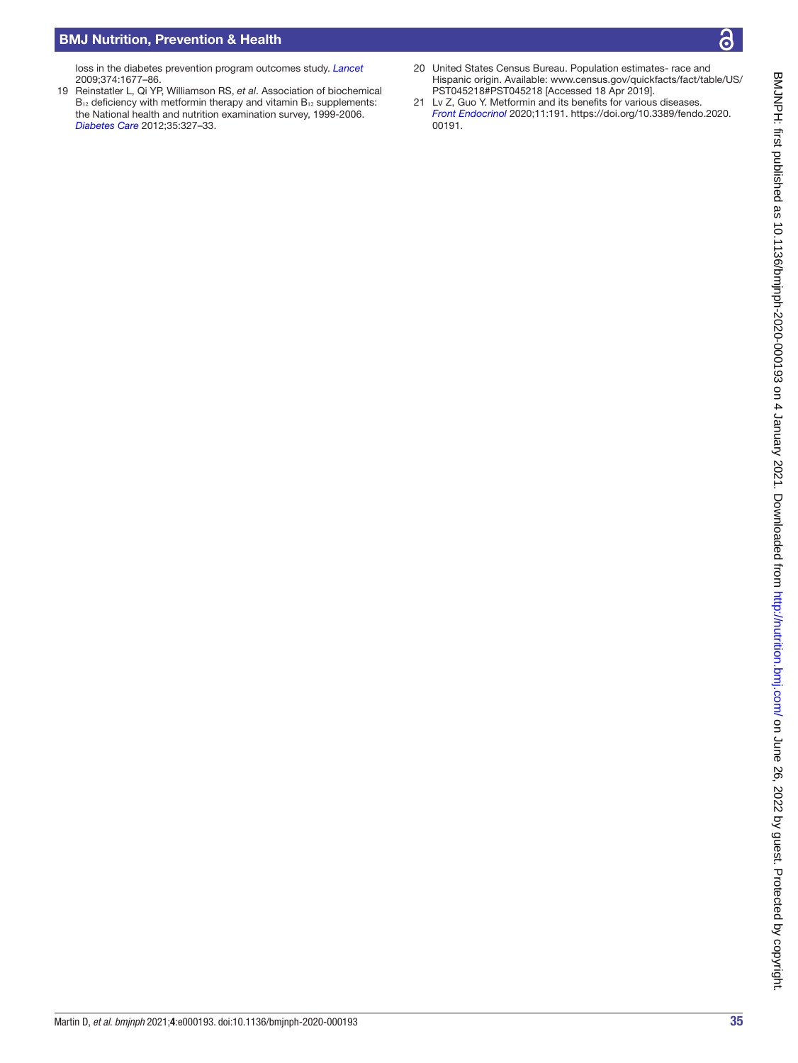loss in the diabetes prevention program outcomes study. *Lancet* 2009;374:1677–86.

19 Reinstatler L, Qi YP, Williamson RS, *et al*. Association of biochemical $B_{12}$ deficiency with metformin therapy and vitamin $B_{12}$ supplements: the National health and nutrition examination survey, 1999-2006. *Diabetes Care* 2012;35:327–33.

20 United States Census Bureau. Population estimates- race and Hispanic origin. Available: www.census.gov/quickfacts/fact/table/US/PST045218#PST045218 [Accessed 18 Apr 2019].

21 Lv Z, Guo Y. Metformin and its benefits for various diseases. *Front Endocrinol* 2020;11:191. https://doi.org/10.3389/fendo.2020.00191.